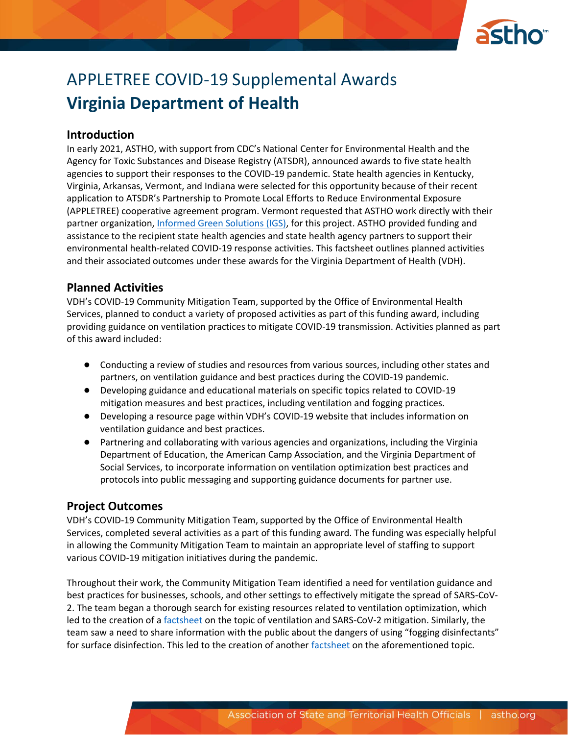# APPLETREE COVID-19 Supplemental Awards

# **Virginia Department of Health**

## Introduction

In early 2021, ASTHO, with support from CDC's National Center for Environmental Health and the Agency for Toxic Substances and Disease Registry (ATSDR), announced awards to five state health agencies to support their responses to the COVID-19 pandemic. State health agencies in Kentucky, Virginia, Arkansas, Vermont, and Indiana were selected for this opportunity because of their recent application to ATSDR's Partnership to Promote Local Efforts to Reduce Environmental Exposure (APPLETREE) cooperative agreement program. Vermont requested that ASTHO work directly with their partner organization, Informed Green Solutions (IGS), for this project. ASTHO provided funding and assistance to the recipient state health agencies and state health agency partners to support their environmental health-related COVID-19 response activities. This factsheet outlines planned activities and their associated outcomes under these awards for the Virginia Department of Health (VDH).

## Planned Activities

VDH's COVID-19 Community Mitigation Team, supported by the Office of Environmental Health Services, planned to conduct a variety of proposed activities as part of this funding award, including providing guidance on ventilation practices to mitigate COVID-19 transmission. Activities planned as part of this award included:

- Conducting a review of studies and resources from various sources, including other states and partners, on ventilation guidance and best practices during the COVID-19 pandemic.
- Developing guidance and educational materials on specific topics related to COVID-19 mitigation measures and best practices, including ventilation and fogging practices.
- Developing a resource page within VDH's COVID-19 website that includes information on ventilation guidance and best practices.
- Partnering and collaborating with various agencies and organizations, including the Virginia Department of Education, the American Camp Association, and the Virginia Department of Social Services, to incorporate information on ventilation optimization best practices and protocols into public messaging and supporting guidance documents for partner use.

## Project Outcomes

VDH's COVID-19 Community Mitigation Team, supported by the Office of Environmental Health Services, completed several activities as a part of this funding award. The funding was especially helpful in allowing the Community Mitigation Team to maintain an appropriate level of staffing to support various COVID-19 mitigation initiatives during the pandemic.

Throughout their work, the Community Mitigation Team identified a need for ventilation guidance and best practices for businesses, schools, and other settings to effectively mitigate the spread of SARS-CoV-2. The team began a thorough search for existing resources related to ventilation optimization, which led to the creation of a factsheet on the topic of ventilation and SARS-CoV-2 mitigation. Similarly, the team saw a need to share information with the public about the dangers of using "fogging disinfectants" for surface disinfection. This led to the creation of another factsheet on the aforementioned topic.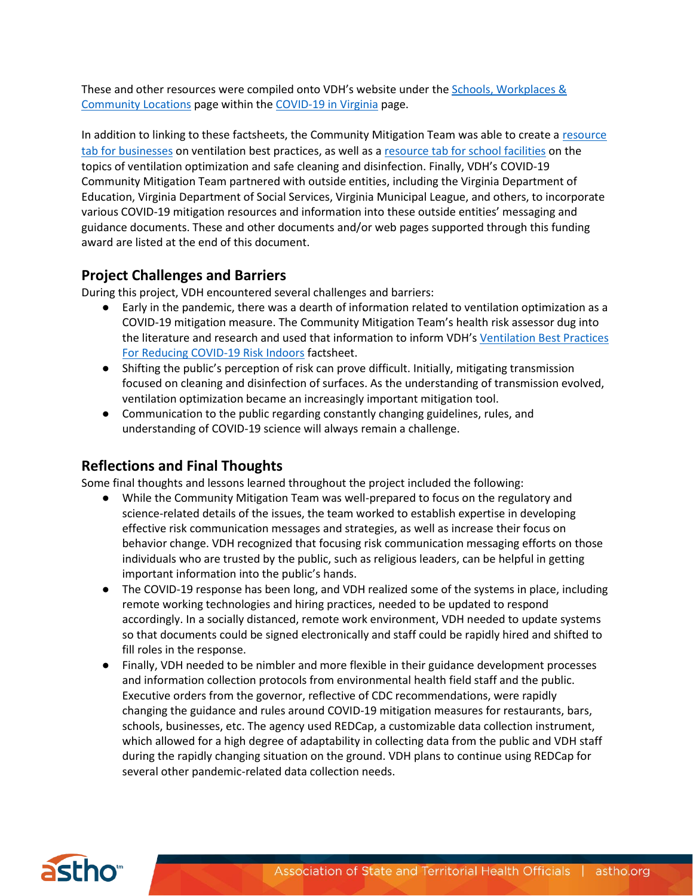These and other resources were compiled onto VDH's website under the Schools, Workplaces & Community Locations page within the COVID-19 in Virginia page.

In addition to linking to these factsheets, the Community Mitigation Team was able to create a resource tab for businesses on ventilation best practices, as well as a resource tab for school facilities on the topics of ventilation optimization and safe cleaning and disinfection. Finally, VDH's COVID-19 Community Mitigation Team partnered with outside entities, including the Virginia Department of Education, Virginia Department of Social Services, Virginia Municipal League, and others, to incorporate various COVID-19 mitigation resources and information into these outside entities' messaging and guidance documents. These and other documents and/or web pages supported through this funding award are listed at the end of this document.

## Project Challenges and Barriers

During this project, VDH encountered several challenges and barriers:

- Early in the pandemic, there was a dearth of information related to ventilation optimization as a COVID-19 mitigation measure. The Community Mitigation Team's health risk assessor dug into the literature and research and used that information to inform VDH's Ventilation Best Practices For Reducing COVID-19 Risk Indoors factsheet.
- Shifting the public's perception of risk can prove difficult. Initially, mitigating transmission focused on cleaning and disinfection of surfaces. As the understanding of transmission evolved, ventilation optimization became an increasingly important mitigation tool.
- Communication to the public regarding constantly changing guidelines, rules, and understanding of COVID-19 science will always remain a challenge.

## Reflections and Final Thoughts

Some final thoughts and lessons learned throughout the project included the following:

- While the Community Mitigation Team was well-prepared to focus on the regulatory and science-related details of the issues, the team worked to establish expertise in developing effective risk communication messages and strategies, as well as increase their focus on behavior change. VDH recognized that focusing risk communication messaging efforts on those individuals who are trusted by the public, such as religious leaders, can be helpful in getting important information into the public's hands.
- The COVID-19 response has been long, and VDH realized some of the systems in place, including remote working technologies and hiring practices, needed to be updated to respond accordingly. In a socially distanced, remote work environment, VDH needed to update systems so that documents could be signed electronically and staff could be rapidly hired and shifted to fill roles in the response.
- Finally, VDH needed to be nimbler and more flexible in their guidance development processes and information collection protocols from environmental health field staff and the public. Executive orders from the governor, reflective of CDC recommendations, were rapidly changing the guidance and rules around COVID-19 mitigation measures for restaurants, bars, schools, businesses, etc. The agency used REDCap, a customizable data collection instrument, which allowed for a high degree of adaptability in collecting data from the public and VDH staff during the rapidly changing situation on the ground. VDH plans to continue using REDCap for several other pandemic-related data collection needs.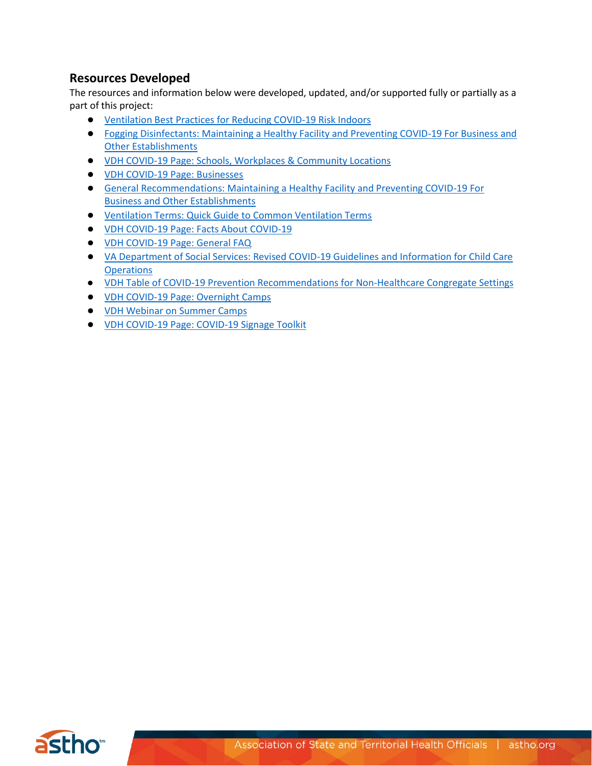## Resources Developed

The resources and information below were developed, updated, and/or supported fully or partially as a part of this project:

- Ventilation Best Practices for Reducing COVID-19 Risk Indoors
- Fogging Disinfectants: Maintaining a Healthy Facility and Preventing COVID-19 For Business and Other Establishments
- VDH COVID-19 Page: Schools, Workplaces & Community Locations
- VDH COVID-19 Page: Businesses
- General Recommendations: Maintaining a Healthy Facility and Preventing COVID-19 For Business and Other Establishments
- Ventilation Terms: Quick Guide to Common Ventilation Terms
- VDH COVID-19 Page: Facts About COVID-19
- VDH COVID-19 Page: General FAQ
- VA Department of Social Services: Revised COVID-19 Guidelines and Information for Child Care Operations
- VDH Table of COVID-19 Prevention Recommendations for Non-Healthcare Congregate Settings
- VDH COVID-19 Page: Overnight Camps
- VDH Webinar on Summer Camps
- VDH COVID-19 Page: COVID-19 Signage Toolkit